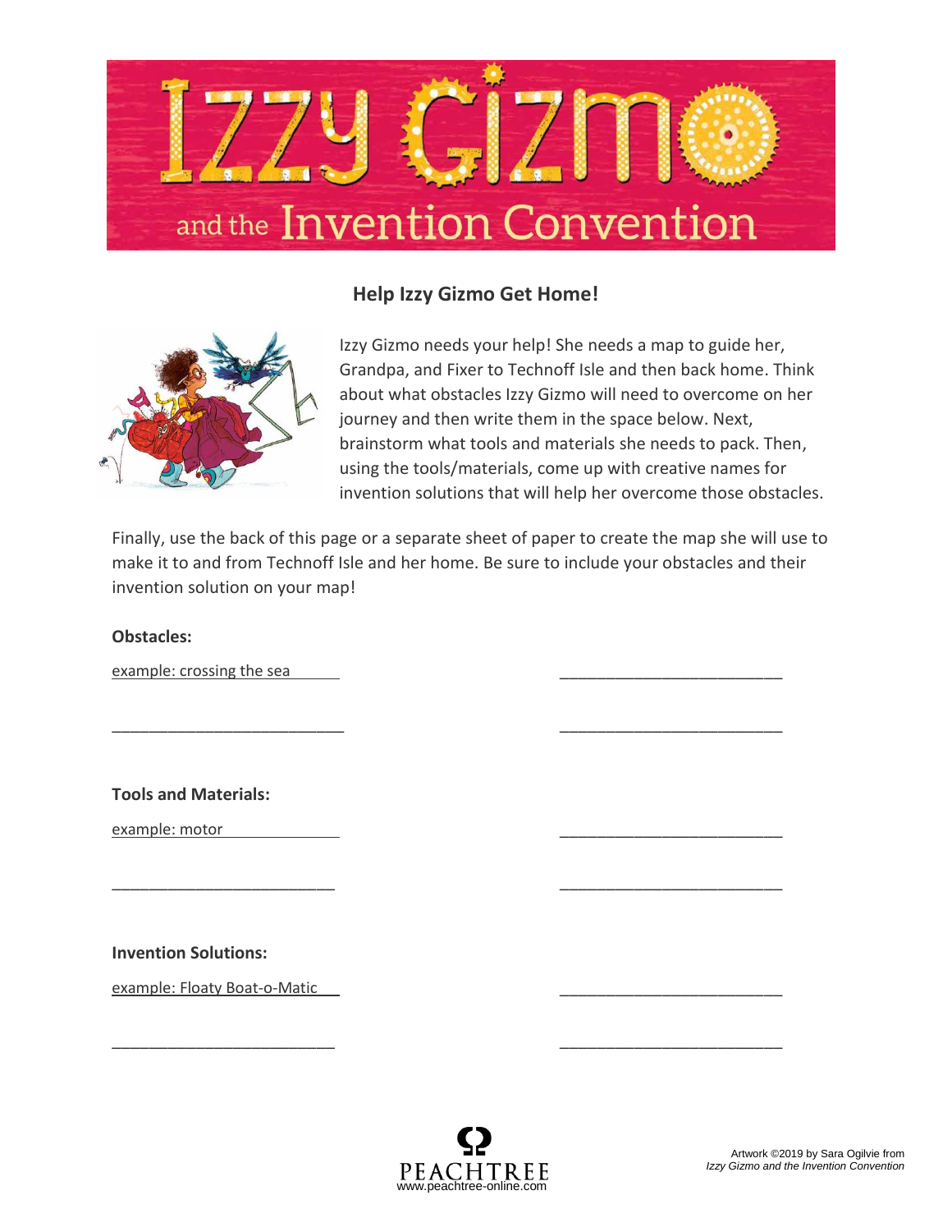# Izzy Gizmo and the Invention Convention

## Help Izzy Gizmo Get Home!

Izzy Gizmo needs your help! She needs a map to guide her, Grandpa, and Fixer to Technoff Isle and then back home. Think about what obstacles Izzy Gizmo will need to overcome on her journey and then write them in the space below. Next, brainstorm what tools and materials she needs to pack. Then, using the tools/materials, come up with creative names for invention solutions that will help her overcome those obstacles.

Finally, use the back of this page or a separate sheet of paper to create the map she will use to make it to and from Technoff Isle and her home. Be sure to include your obstacles and their invention solution on your map!

**Obstacles:**

example: crossing the sea ______ __________________________

__________________________ __________________________

**Tools and Materials:**

example: motor ______________ __________________________

__________________________ __________________________

**Invention Solutions:**

example: Floaty Boat-o-Matic ___ __________________________

__________________________ __________________________

PEACHTREE
www.peachtree-online.com

Artwork ©2019 by Sara Ogilvie from *Izzy Gizmo and the Invention Convention*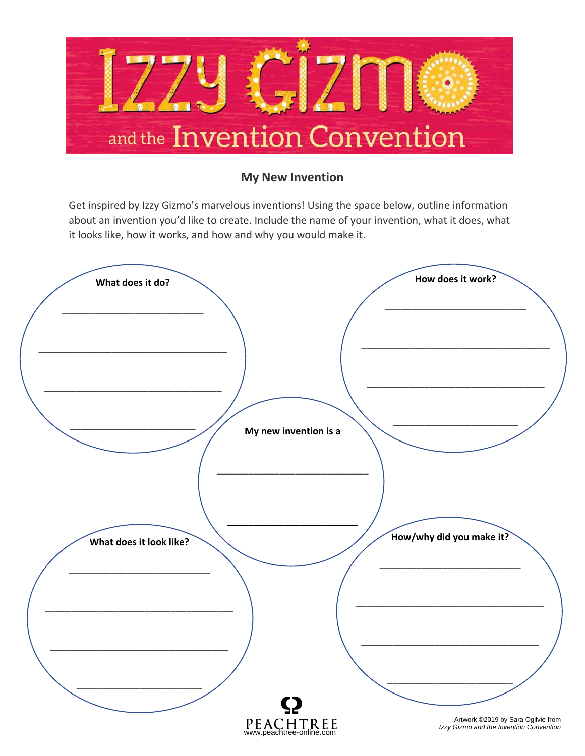# Izzy Gizmo and the Invention Convention

## My New Invention

Get inspired by Izzy Gizmo's marvelous inventions! Using the space below, outline information about an invention you'd like to create. Include the name of your invention, what it does, what it looks like, how it works, and how and why you would make it.

**What does it do?**

___________________________

___________________________________

_________________________________

_______________________

**How does it work?**

___________________________

___________________________________

_________________________________

_______________________

**My new invention is a**

____________________________

________________________

**What does it look like?**

___________________________

___________________________________

_________________________________

_______________________

**How/why did you make it?**

___________________________

___________________________________

_________________________________

_______________________

PEACHTREE
www.peachtree-online.com

Artwork ©2019 by Sara Ogilvie from *Izzy Gizmo and the Invention Convention*